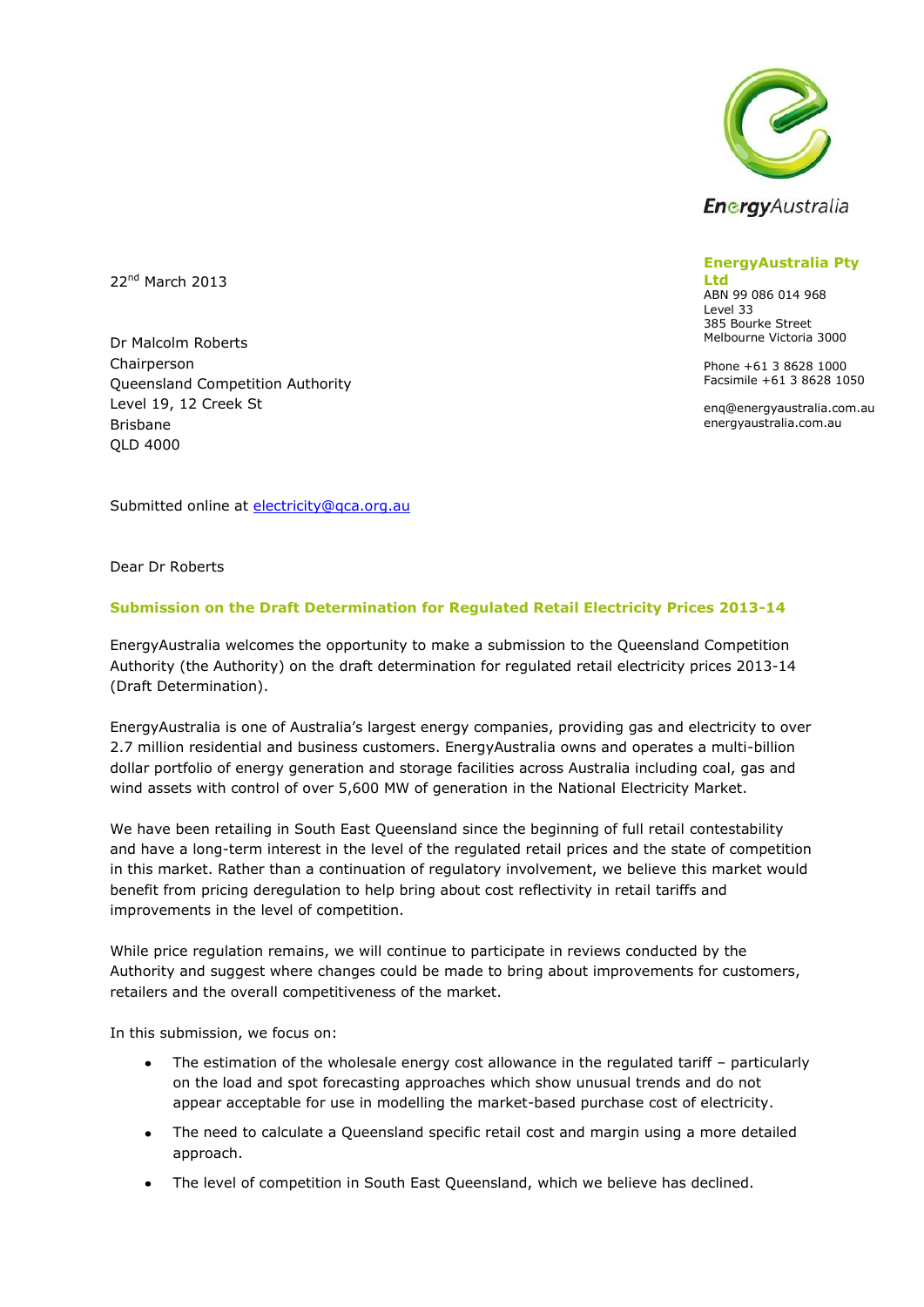EnergyAustralia

**EnergyAustralia Pty Ltd**
ABN 99 086 014 968
Level 33
385 Bourke Street
Melbourne Victoria 3000

Phone +61 3 8628 1000
Facsimile +61 3 8628 1050

enq@energyaustralia.com.au
energyaustralia.com.au

22nd March 2013

Dr Malcolm Roberts
Chairperson
Queensland Competition Authority
Level 19, 12 Creek St
Brisbane
QLD 4000

Submitted online at electricity@qca.org.au

Dear Dr Roberts

**Submission on the Draft Determination for Regulated Retail Electricity Prices 2013-14**

EnergyAustralia welcomes the opportunity to make a submission to the Queensland Competition Authority (the Authority) on the draft determination for regulated retail electricity prices 2013-14 (Draft Determination).

EnergyAustralia is one of Australia's largest energy companies, providing gas and electricity to over 2.7 million residential and business customers. EnergyAustralia owns and operates a multi-billion dollar portfolio of energy generation and storage facilities across Australia including coal, gas and wind assets with control of over 5,600 MW of generation in the National Electricity Market.

We have been retailing in South East Queensland since the beginning of full retail contestability and have a long-term interest in the level of the regulated retail prices and the state of competition in this market. Rather than a continuation of regulatory involvement, we believe this market would benefit from pricing deregulation to help bring about cost reflectivity in retail tariffs and improvements in the level of competition.

While price regulation remains, we will continue to participate in reviews conducted by the Authority and suggest where changes could be made to bring about improvements for customers, retailers and the overall competitiveness of the market.

In this submission, we focus on:

- The estimation of the wholesale energy cost allowance in the regulated tariff – particularly on the load and spot forecasting approaches which show unusual trends and do not appear acceptable for use in modelling the market-based purchase cost of electricity.
- The need to calculate a Queensland specific retail cost and margin using a more detailed approach.
- The level of competition in South East Queensland, which we believe has declined.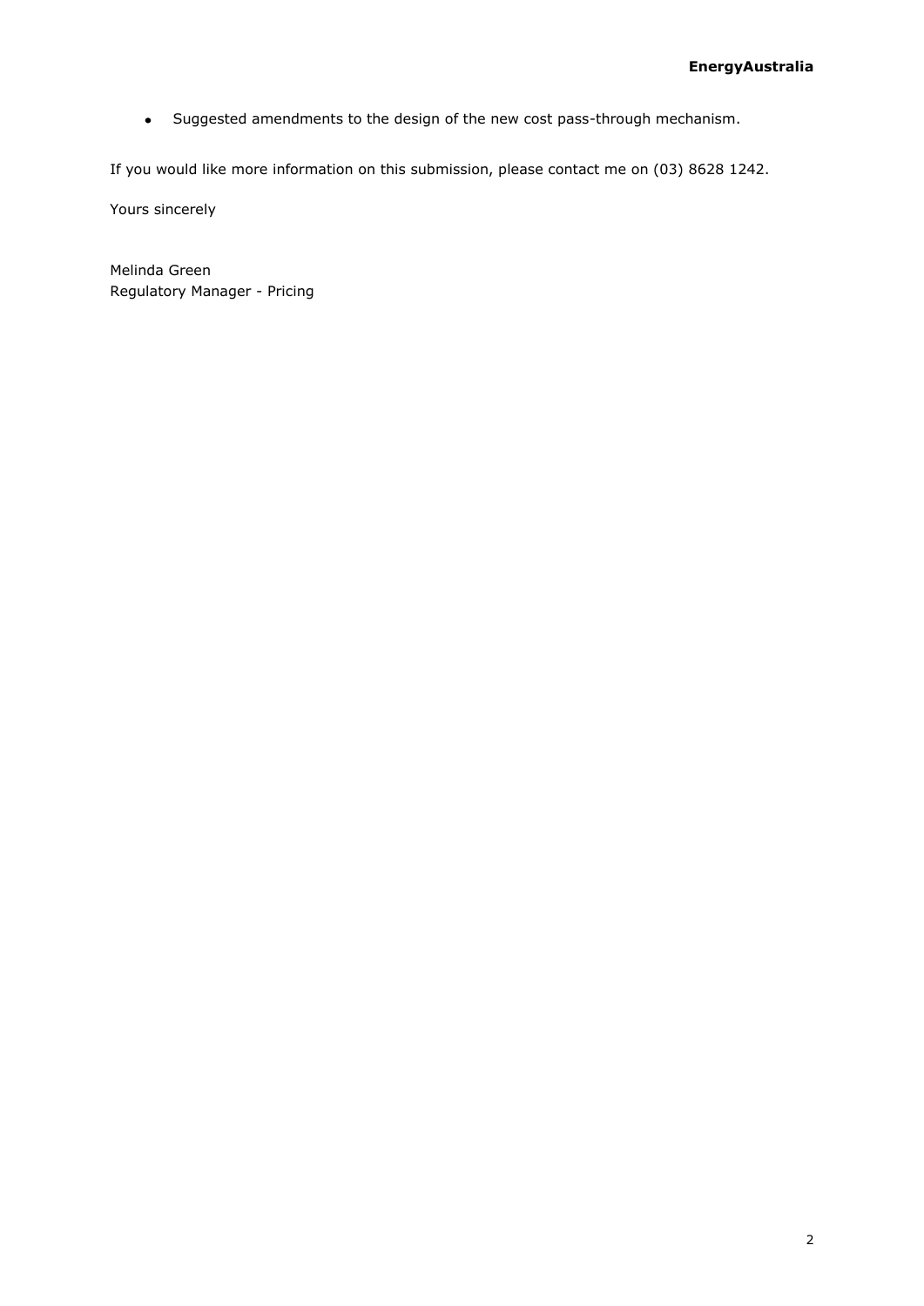- Suggested amendments to the design of the new cost pass-through mechanism.

If you would like more information on this submission, please contact me on (03) 8628 1242.

Yours sincerely

Melinda Green
Regulatory Manager - Pricing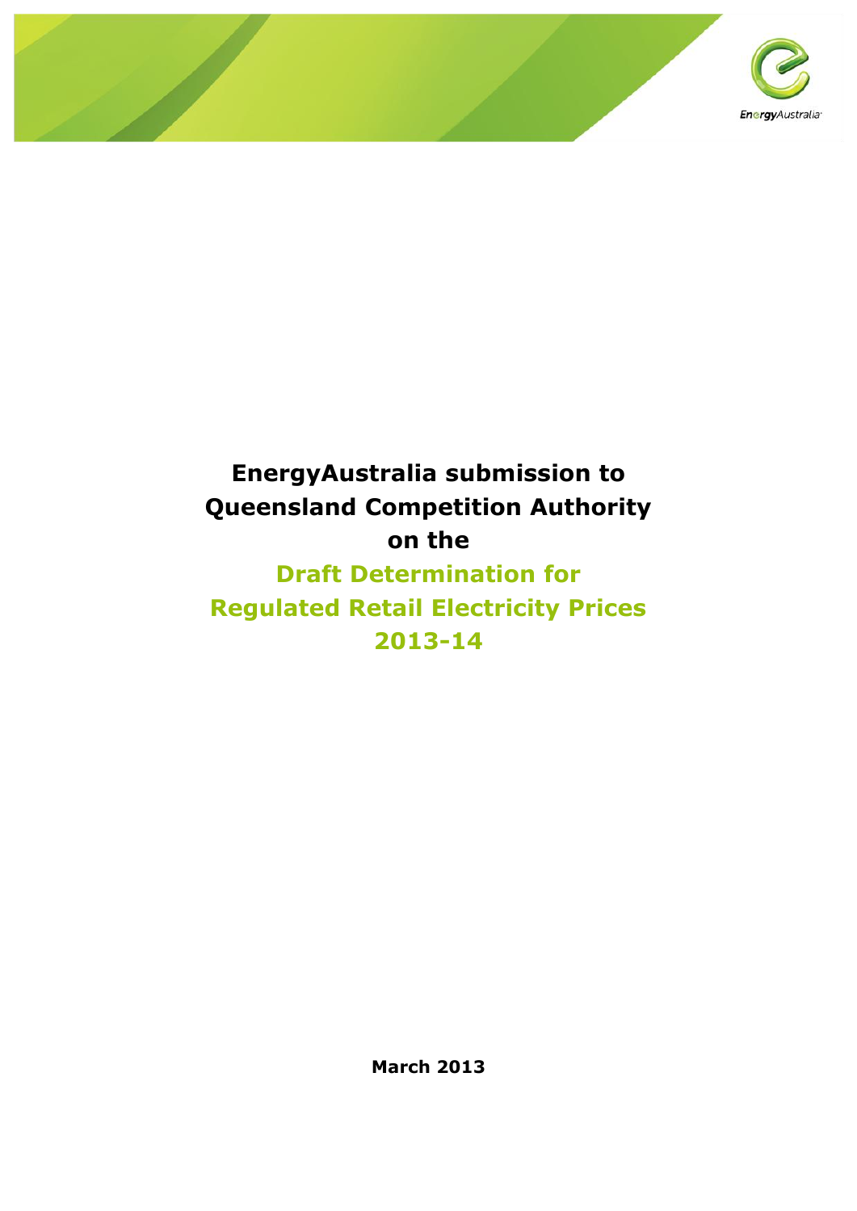# EnergyAustralia submission to Queensland Competition Authority on the

## Draft Determination for Regulated Retail Electricity Prices 2013-14

**March 2013**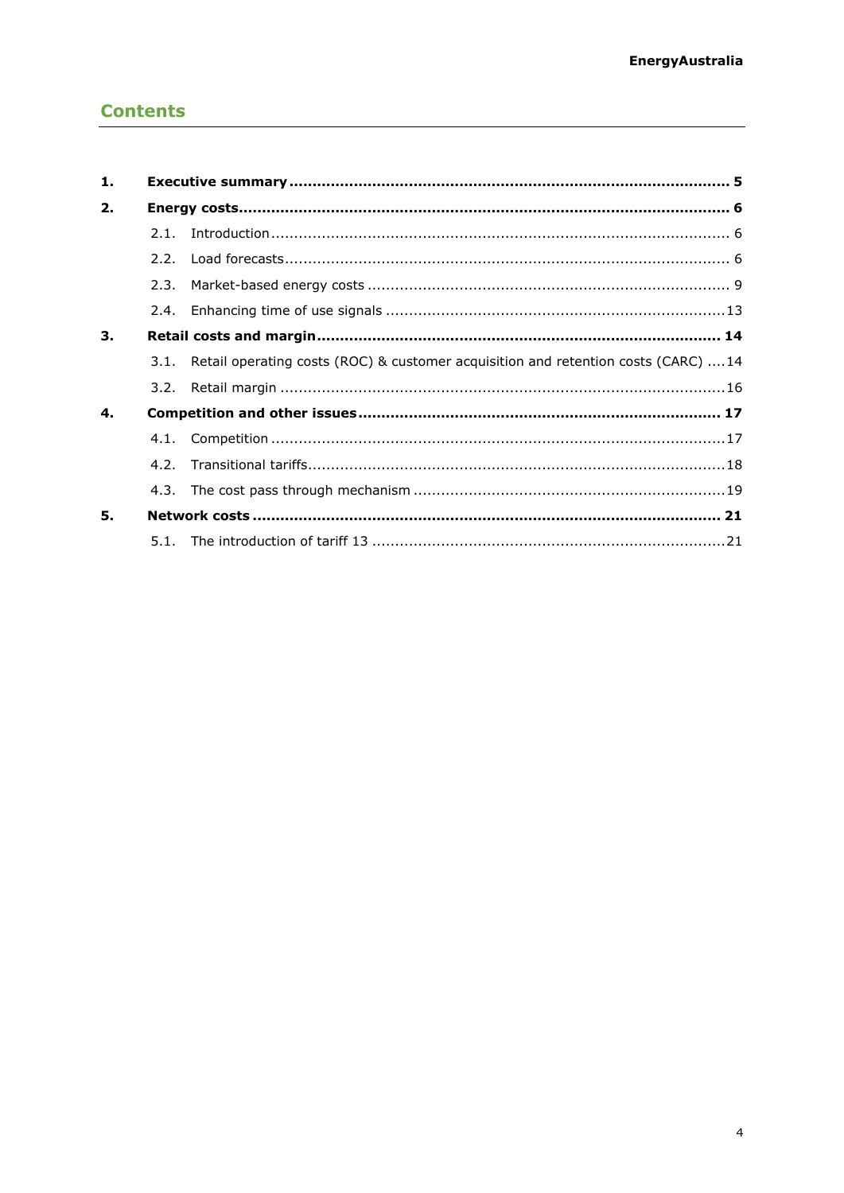## Contents

| | | |
|---|---|---|
| **1.** | **Executive summary** | **5** |
| **2.** | **Energy costs** | **6** |
| 2.1. | Introduction | 6 |
| 2.2. | Load forecasts | 6 |
| 2.3. | Market-based energy costs | 9 |
| 2.4. | Enhancing time of use signals | 13 |
| **3.** | **Retail costs and margin** | **14** |
| 3.1. | Retail operating costs (ROC) & customer acquisition and retention costs (CARC) | 14 |
| 3.2. | Retail margin | 16 |
| **4.** | **Competition and other issues** | **17** |
| 4.1. | Competition | 17 |
| 4.2. | Transitional tariffs | 18 |
| 4.3. | The cost pass through mechanism | 19 |
| **5.** | **Network costs** | **21** |
| 5.1. | The introduction of tariff 13 | 21 |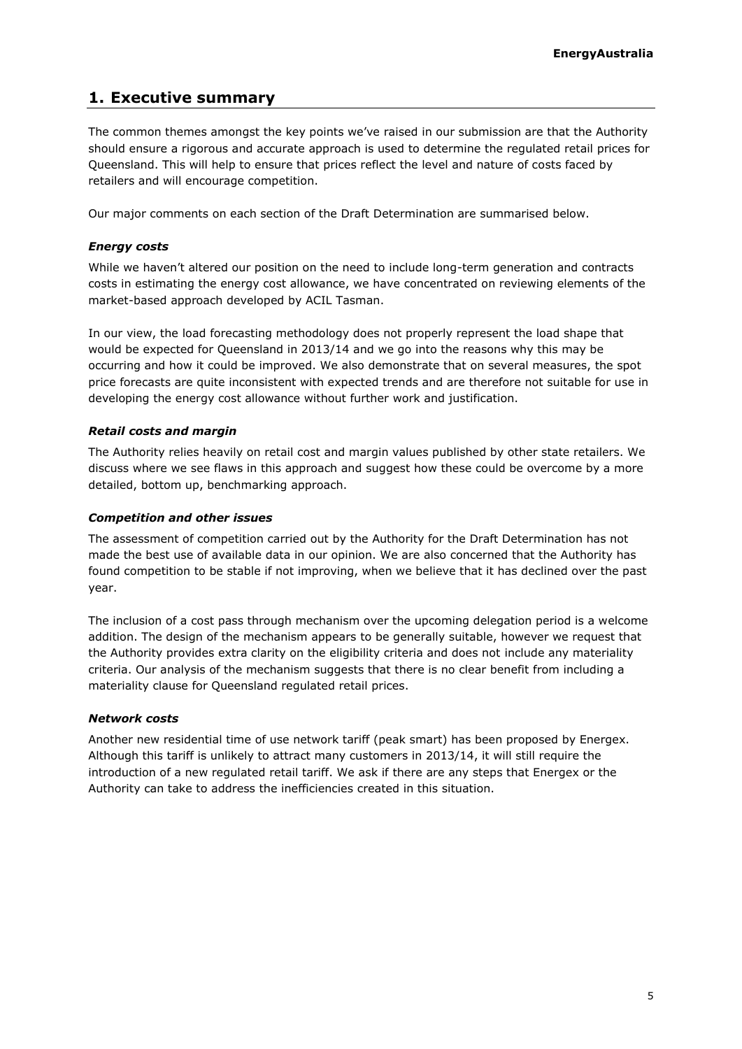## 1. Executive summary

The common themes amongst the key points we've raised in our submission are that the Authority should ensure a rigorous and accurate approach is used to determine the regulated retail prices for Queensland. This will help to ensure that prices reflect the level and nature of costs faced by retailers and will encourage competition.

Our major comments on each section of the Draft Determination are summarised below.

### *Energy costs*

While we haven't altered our position on the need to include long-term generation and contracts costs in estimating the energy cost allowance, we have concentrated on reviewing elements of the market-based approach developed by ACIL Tasman.

In our view, the load forecasting methodology does not properly represent the load shape that would be expected for Queensland in 2013/14 and we go into the reasons why this may be occurring and how it could be improved. We also demonstrate that on several measures, the spot price forecasts are quite inconsistent with expected trends and are therefore not suitable for use in developing the energy cost allowance without further work and justification.

### *Retail costs and margin*

The Authority relies heavily on retail cost and margin values published by other state retailers. We discuss where we see flaws in this approach and suggest how these could be overcome by a more detailed, bottom up, benchmarking approach.

### *Competition and other issues*

The assessment of competition carried out by the Authority for the Draft Determination has not made the best use of available data in our opinion. We are also concerned that the Authority has found competition to be stable if not improving, when we believe that it has declined over the past year.

The inclusion of a cost pass through mechanism over the upcoming delegation period is a welcome addition. The design of the mechanism appears to be generally suitable, however we request that the Authority provides extra clarity on the eligibility criteria and does not include any materiality criteria. Our analysis of the mechanism suggests that there is no clear benefit from including a materiality clause for Queensland regulated retail prices.

### *Network costs*

Another new residential time of use network tariff (peak smart) has been proposed by Energex. Although this tariff is unlikely to attract many customers in 2013/14, it will still require the introduction of a new regulated retail tariff. We ask if there are any steps that Energex or the Authority can take to address the inefficiencies created in this situation.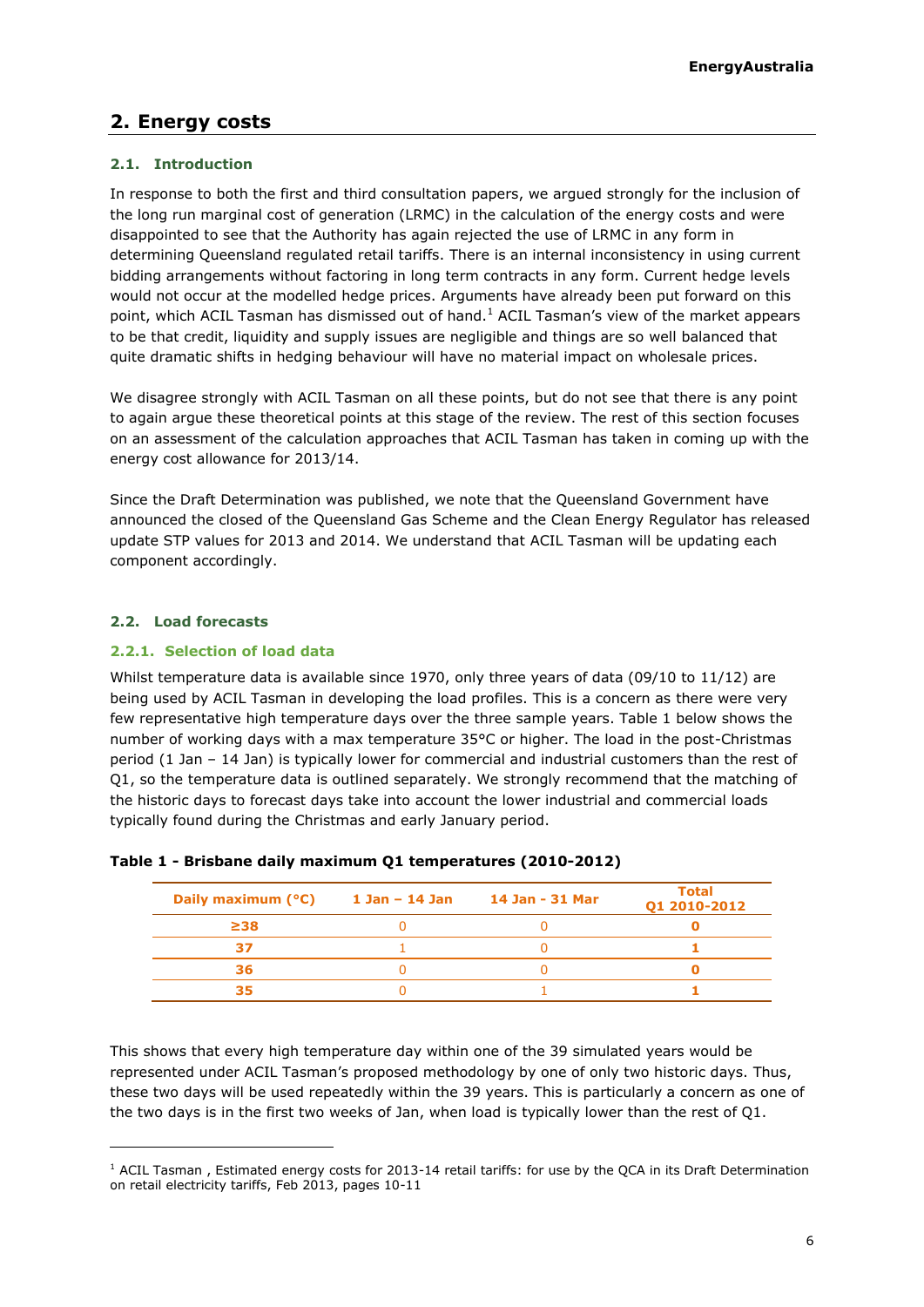## 2. Energy costs

### 2.1. Introduction

In response to both the first and third consultation papers, we argued strongly for the inclusion of the long run marginal cost of generation (LRMC) in the calculation of the energy costs and were disappointed to see that the Authority has again rejected the use of LRMC in any form in determining Queensland regulated retail tariffs. There is an internal inconsistency in using current bidding arrangements without factoring in long term contracts in any form. Current hedge levels would not occur at the modelled hedge prices. Arguments have already been put forward on this point, which ACIL Tasman has dismissed out of hand.[1] ACIL Tasman's view of the market appears to be that credit, liquidity and supply issues are negligible and things are so well balanced that quite dramatic shifts in hedging behaviour will have no material impact on wholesale prices.

We disagree strongly with ACIL Tasman on all these points, but do not see that there is any point to again argue these theoretical points at this stage of the review. The rest of this section focuses on an assessment of the calculation approaches that ACIL Tasman has taken in coming up with the energy cost allowance for 2013/14.

Since the Draft Determination was published, we note that the Queensland Government have announced the closed of the Queensland Gas Scheme and the Clean Energy Regulator has released update STP values for 2013 and 2014. We understand that ACIL Tasman will be updating each component accordingly.

### 2.2. Load forecasts

#### 2.2.1. Selection of load data

Whilst temperature data is available since 1970, only three years of data (09/10 to 11/12) are being used by ACIL Tasman in developing the load profiles. This is a concern as there were very few representative high temperature days over the three sample years. Table 1 below shows the number of working days with a max temperature 35°C or higher. The load in the post-Christmas period (1 Jan – 14 Jan) is typically lower for commercial and industrial customers than the rest of Q1, so the temperature data is outlined separately. We strongly recommend that the matching of the historic days to forecast days take into account the lower industrial and commercial loads typically found during the Christmas and early January period.

**Table 1 - Brisbane daily maximum Q1 temperatures (2010-2012)**

| Daily maximum (°C) | 1 Jan – 14 Jan | 14 Jan - 31 Mar | Total Q1 2010-2012 |
|---|---|---|---|
| ≥38 | 0 | 0 | **0** |
| 37 | 1 | 0 | **1** |
| 36 | 0 | 0 | **0** |
| 35 | 0 | 1 | **1** |

This shows that every high temperature day within one of the 39 simulated years would be represented under ACIL Tasman's proposed methodology by one of only two historic days. Thus, these two days will be used repeatedly within the 39 years. This is particularly a concern as one of the two days is in the first two weeks of Jan, when load is typically lower than the rest of Q1.

[1] ACIL Tasman , Estimated energy costs for 2013-14 retail tariffs: for use by the QCA in its Draft Determination on retail electricity tariffs, Feb 2013, pages 10-11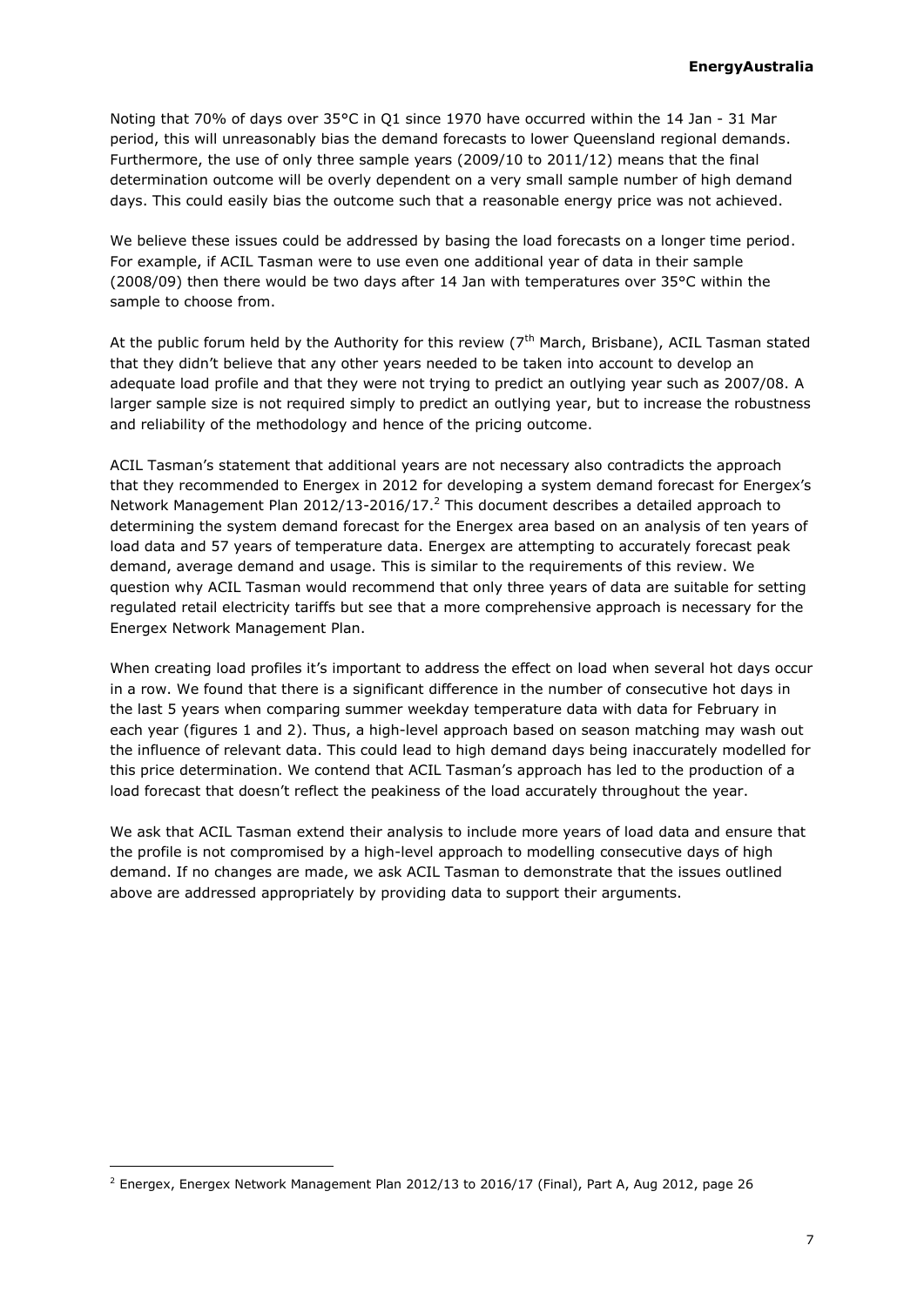Noting that 70% of days over 35°C in Q1 since 1970 have occurred within the 14 Jan - 31 Mar period, this will unreasonably bias the demand forecasts to lower Queensland regional demands. Furthermore, the use of only three sample years (2009/10 to 2011/12) means that the final determination outcome will be overly dependent on a very small sample number of high demand days. This could easily bias the outcome such that a reasonable energy price was not achieved.

We believe these issues could be addressed by basing the load forecasts on a longer time period. For example, if ACIL Tasman were to use even one additional year of data in their sample (2008/09) then there would be two days after 14 Jan with temperatures over 35°C within the sample to choose from.

At the public forum held by the Authority for this review (7th March, Brisbane), ACIL Tasman stated that they didn't believe that any other years needed to be taken into account to develop an adequate load profile and that they were not trying to predict an outlying year such as 2007/08. A larger sample size is not required simply to predict an outlying year, but to increase the robustness and reliability of the methodology and hence of the pricing outcome.

ACIL Tasman's statement that additional years are not necessary also contradicts the approach that they recommended to Energex in 2012 for developing a system demand forecast for Energex's Network Management Plan 2012/13-2016/17.[2] This document describes a detailed approach to determining the system demand forecast for the Energex area based on an analysis of ten years of load data and 57 years of temperature data. Energex are attempting to accurately forecast peak demand, average demand and usage. This is similar to the requirements of this review. We question why ACIL Tasman would recommend that only three years of data are suitable for setting regulated retail electricity tariffs but see that a more comprehensive approach is necessary for the Energex Network Management Plan.

When creating load profiles it's important to address the effect on load when several hot days occur in a row. We found that there is a significant difference in the number of consecutive hot days in the last 5 years when comparing summer weekday temperature data with data for February in each year (figures 1 and 2). Thus, a high-level approach based on season matching may wash out the influence of relevant data. This could lead to high demand days being inaccurately modelled for this price determination. We contend that ACIL Tasman's approach has led to the production of a load forecast that doesn't reflect the peakiness of the load accurately throughout the year.

We ask that ACIL Tasman extend their analysis to include more years of load data and ensure that the profile is not compromised by a high-level approach to modelling consecutive days of high demand. If no changes are made, we ask ACIL Tasman to demonstrate that the issues outlined above are addressed appropriately by providing data to support their arguments.

---

[2] Energex, Energex Network Management Plan 2012/13 to 2016/17 (Final), Part A, Aug 2012, page 26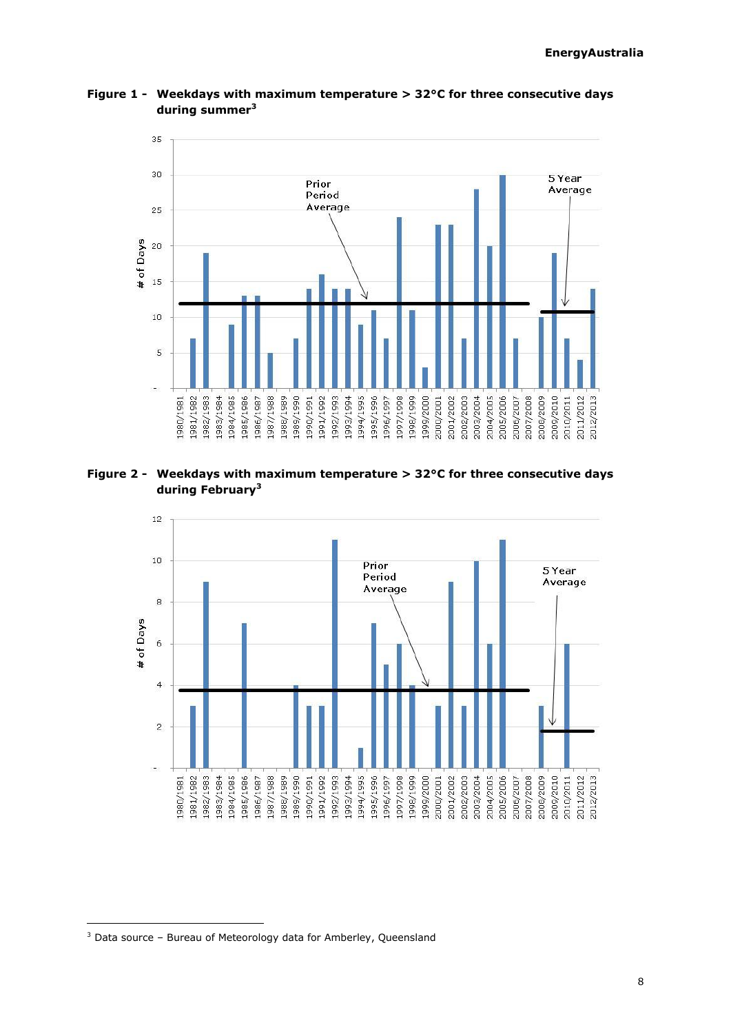**Figure 1 - Weekdays with maximum temperature > 32°C for three consecutive days during summer[3]**

**Figure 2 - Weekdays with maximum temperature > 32°C for three consecutive days during February[3]**

[3] Data source – Bureau of Meteorology data for Amberley, Queensland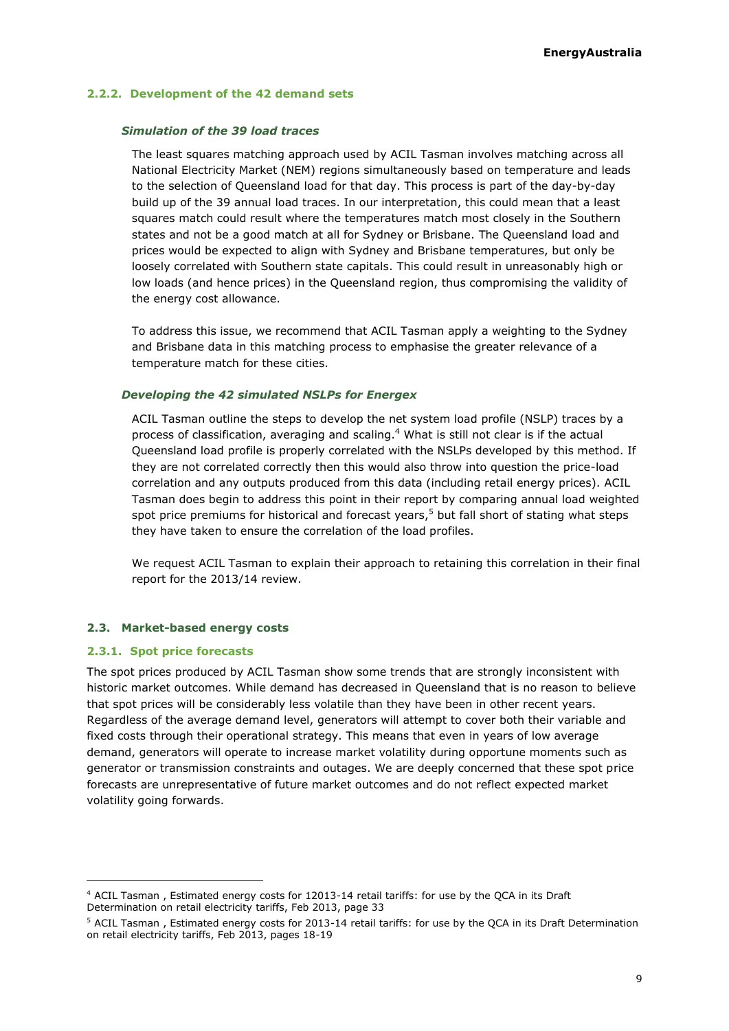### 2.2.2. Development of the 42 demand sets

#### *Simulation of the 39 load traces*

The least squares matching approach used by ACIL Tasman involves matching across all National Electricity Market (NEM) regions simultaneously based on temperature and leads to the selection of Queensland load for that day. This process is part of the day-by-day build up of the 39 annual load traces. In our interpretation, this could mean that a least squares match could result where the temperatures match most closely in the Southern states and not be a good match at all for Sydney or Brisbane. The Queensland load and prices would be expected to align with Sydney and Brisbane temperatures, but only be loosely correlated with Southern state capitals. This could result in unreasonably high or low loads (and hence prices) in the Queensland region, thus compromising the validity of the energy cost allowance.

To address this issue, we recommend that ACIL Tasman apply a weighting to the Sydney and Brisbane data in this matching process to emphasise the greater relevance of a temperature match for these cities.

#### *Developing the 42 simulated NSLPs for Energex*

ACIL Tasman outline the steps to develop the net system load profile (NSLP) traces by a process of classification, averaging and scaling.[4] What is still not clear is if the actual Queensland load profile is properly correlated with the NSLPs developed by this method. If they are not correlated correctly then this would also throw into question the price-load correlation and any outputs produced from this data (including retail energy prices). ACIL Tasman does begin to address this point in their report by comparing annual load weighted spot price premiums for historical and forecast years,[5] but fall short of stating what steps they have taken to ensure the correlation of the load profiles.

We request ACIL Tasman to explain their approach to retaining this correlation in their final report for the 2013/14 review.

## 2.3. Market-based energy costs

### 2.3.1. Spot price forecasts

The spot prices produced by ACIL Tasman show some trends that are strongly inconsistent with historic market outcomes. While demand has decreased in Queensland that is no reason to believe that spot prices will be considerably less volatile than they have been in other recent years. Regardless of the average demand level, generators will attempt to cover both their variable and fixed costs through their operational strategy. This means that even in years of low average demand, generators will operate to increase market volatility during opportune moments such as generator or transmission constraints and outages. We are deeply concerned that these spot price forecasts are unrepresentative of future market outcomes and do not reflect expected market volatility going forwards.

---

[4] ACIL Tasman , Estimated energy costs for 12013-14 retail tariffs: for use by the QCA in its Draft Determination on retail electricity tariffs, Feb 2013, page 33

[5] ACIL Tasman , Estimated energy costs for 2013-14 retail tariffs: for use by the QCA in its Draft Determination on retail electricity tariffs, Feb 2013, pages 18-19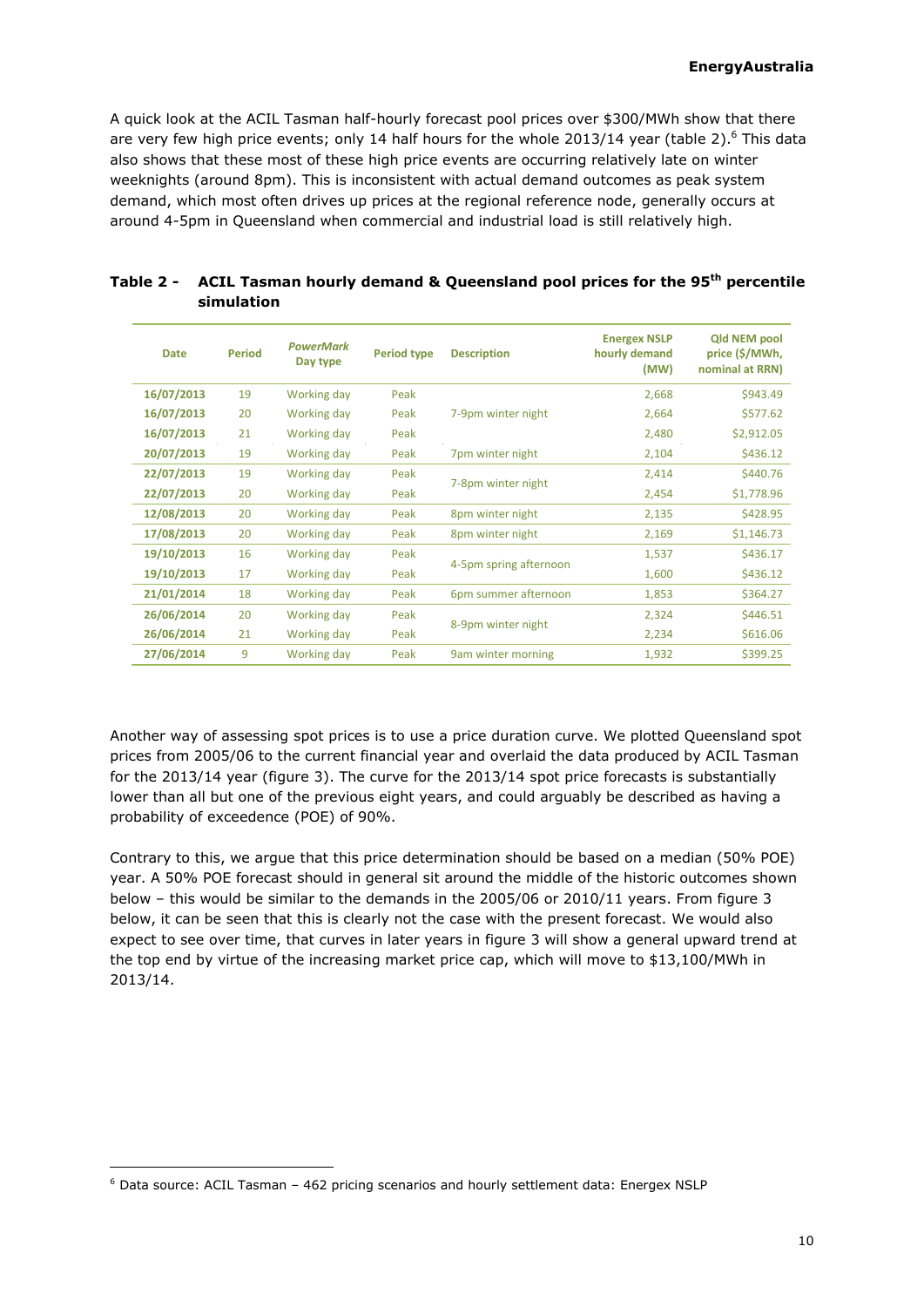A quick look at the ACIL Tasman half-hourly forecast pool prices over $300/MWh show that there are very few high price events; only 14 half hours for the whole 2013/14 year (table 2).[6] This data also shows that these most of these high price events are occurring relatively late on winter weeknights (around 8pm). This is inconsistent with actual demand outcomes as peak system demand, which most often drives up prices at the regional reference node, generally occurs at around 4-5pm in Queensland when commercial and industrial load is still relatively high.

**Table 2 - ACIL Tasman hourly demand & Queensland pool prices for the 95th percentile simulation**

| Date | Period | *PowerMark* Day type | Period type | Description | Energex NSLP hourly demand (MW) | Qld NEM pool price ($/MWh, nominal at RRN) |
|---|---|---|---|---|---|---|
| 16/07/2013 | 19 | Working day | Peak | 7-9pm winter night | 2,668 | $943.49 |
| 16/07/2013 | 20 | Working day | Peak | | 2,664 | $577.62 |
| 16/07/2013 | 21 | Working day | Peak | | 2,480 | $2,912.05 |
| 20/07/2013 | 19 | Working day | Peak | 7pm winter night | 2,104 | $436.12 |
| 22/07/2013 | 19 | Working day | Peak | 7-8pm winter night | 2,414 | $440.76 |
| 22/07/2013 | 20 | Working day | Peak | | 2,454 | $1,778.96 |
| 12/08/2013 | 20 | Working day | Peak | 8pm winter night | 2,135 | $428.95 |
| 17/08/2013 | 20 | Working day | Peak | 8pm winter night | 2,169 | $1,146.73 |
| 19/10/2013 | 16 | Working day | Peak | 4-5pm spring afternoon | 1,537 | $436.17 |
| 19/10/2013 | 17 | Working day | Peak | | 1,600 | $436.12 |
| 21/01/2014 | 18 | Working day | Peak | 6pm summer afternoon | 1,853 | $364.27 |
| 26/06/2014 | 20 | Working day | Peak | 8-9pm winter night | 2,324 | $446.51 |
| 26/06/2014 | 21 | Working day | Peak | | 2,234 | $616.06 |
| 27/06/2014 | 9 | Working day | Peak | 9am winter morning | 1,932 | $399.25 |

Another way of assessing spot prices is to use a price duration curve. We plotted Queensland spot prices from 2005/06 to the current financial year and overlaid the data produced by ACIL Tasman for the 2013/14 year (figure 3). The curve for the 2013/14 spot price forecasts is substantially lower than all but one of the previous eight years, and could arguably be described as having a probability of exceedence (POE) of 90%.

Contrary to this, we argue that this price determination should be based on a median (50% POE) year. A 50% POE forecast should in general sit around the middle of the historic outcomes shown below – this would be similar to the demands in the 2005/06 or 2010/11 years. From figure 3 below, it can be seen that this is clearly not the case with the present forecast. We would also expect to see over time, that curves in later years in figure 3 will show a general upward trend at the top end by virtue of the increasing market price cap, which will move to $13,100/MWh in 2013/14.

[6] Data source: ACIL Tasman – 462 pricing scenarios and hourly settlement data: Energex NSLP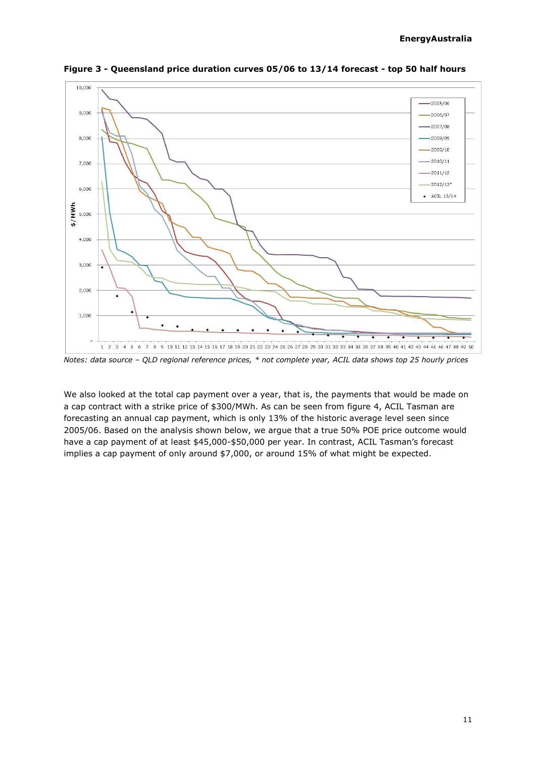**Figure 3 - Queensland price duration curves 05/06 to 13/14 forecast - top 50 half hours**

*Notes: data source – QLD regional reference prices, * not complete year, ACIL data shows top 25 hourly prices*

We also looked at the total cap payment over a year, that is, the payments that would be made on a cap contract with a strike price of $300/MWh. As can be seen from figure 4, ACIL Tasman are forecasting an annual cap payment, which is only 13% of the historic average level seen since 2005/06. Based on the analysis shown below, we argue that a true 50% POE price outcome would have a cap payment of at least $45,000-$50,000 per year. In contrast, ACIL Tasman's forecast implies a cap payment of only around $7,000, or around 15% of what might be expected.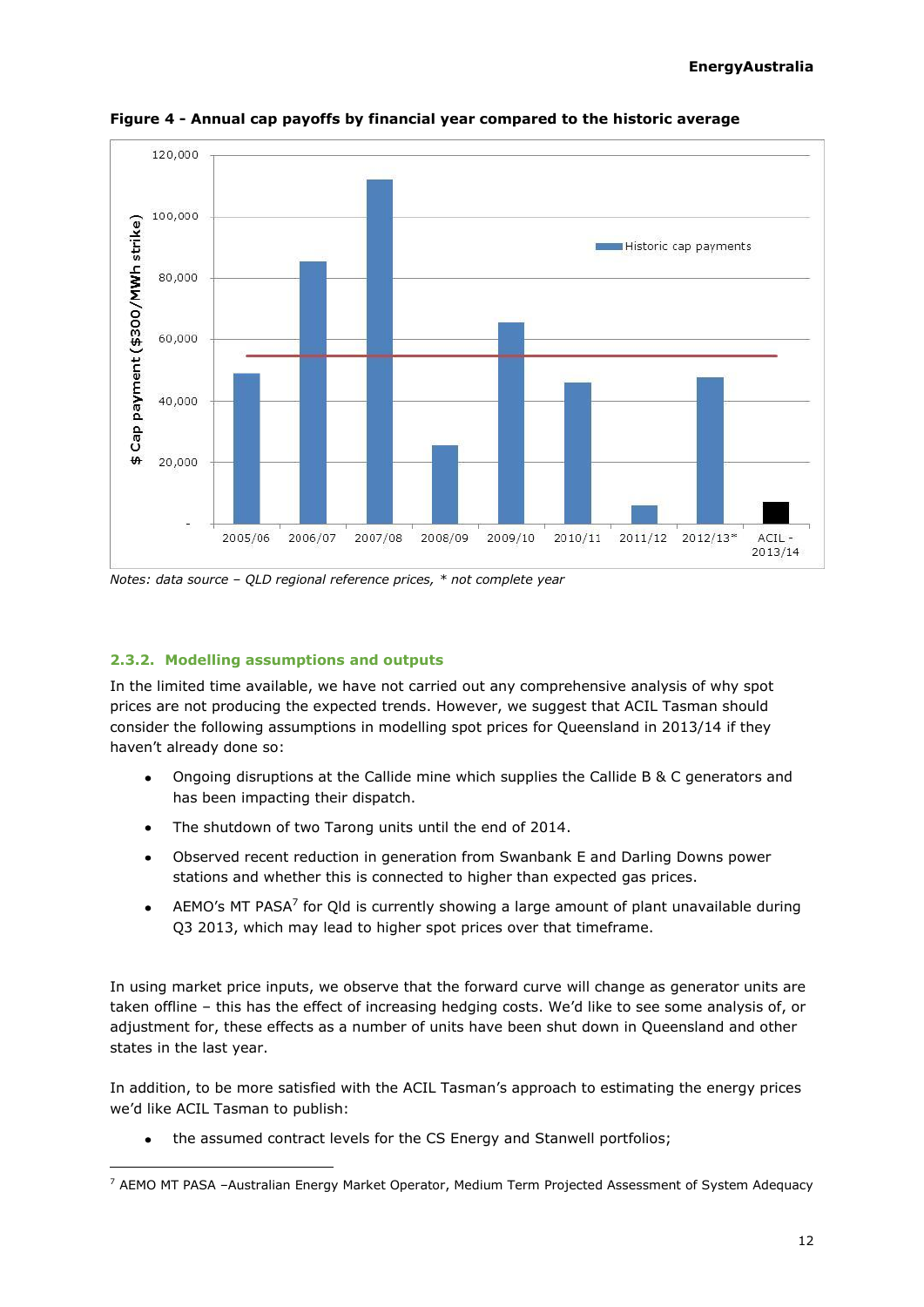**Figure 4 - Annual cap payoffs by financial year compared to the historic average**

*Notes: data source – QLD regional reference prices, * not complete year*

### 2.3.2. Modelling assumptions and outputs

In the limited time available, we have not carried out any comprehensive analysis of why spot prices are not producing the expected trends. However, we suggest that ACIL Tasman should consider the following assumptions in modelling spot prices for Queensland in 2013/14 if they haven't already done so:

- Ongoing disruptions at the Callide mine which supplies the Callide B & C generators and has been impacting their dispatch.
- The shutdown of two Tarong units until the end of 2014.
- Observed recent reduction in generation from Swanbank E and Darling Downs power stations and whether this is connected to higher than expected gas prices.
- AEMO's MT PASA[7] for Qld is currently showing a large amount of plant unavailable during Q3 2013, which may lead to higher spot prices over that timeframe.

In using market price inputs, we observe that the forward curve will change as generator units are taken offline – this has the effect of increasing hedging costs. We'd like to see some analysis of, or adjustment for, these effects as a number of units have been shut down in Queensland and other states in the last year.

In addition, to be more satisfied with the ACIL Tasman's approach to estimating the energy prices we'd like ACIL Tasman to publish:

- the assumed contract levels for the CS Energy and Stanwell portfolios;

[7] AEMO MT PASA –Australian Energy Market Operator, Medium Term Projected Assessment of System Adequacy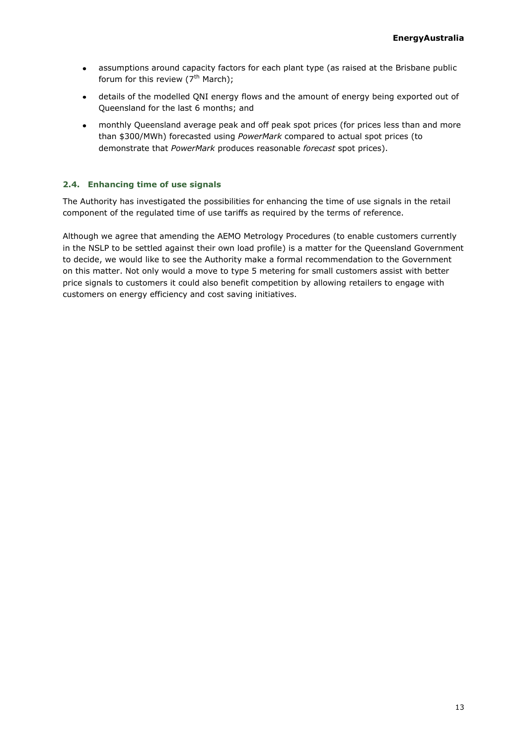- assumptions around capacity factors for each plant type (as raised at the Brisbane public forum for this review (7th March);
- details of the modelled QNI energy flows and the amount of energy being exported out of Queensland for the last 6 months; and
- monthly Queensland average peak and off peak spot prices (for prices less than and more than $300/MWh) forecasted using *PowerMark* compared to actual spot prices (to demonstrate that *PowerMark* produces reasonable *forecast* spot prices).

### 2.4. Enhancing time of use signals

The Authority has investigated the possibilities for enhancing the time of use signals in the retail component of the regulated time of use tariffs as required by the terms of reference.

Although we agree that amending the AEMO Metrology Procedures (to enable customers currently in the NSLP to be settled against their own load profile) is a matter for the Queensland Government to decide, we would like to see the Authority make a formal recommendation to the Government on this matter. Not only would a move to type 5 metering for small customers assist with better price signals to customers it could also benefit competition by allowing retailers to engage with customers on energy efficiency and cost saving initiatives.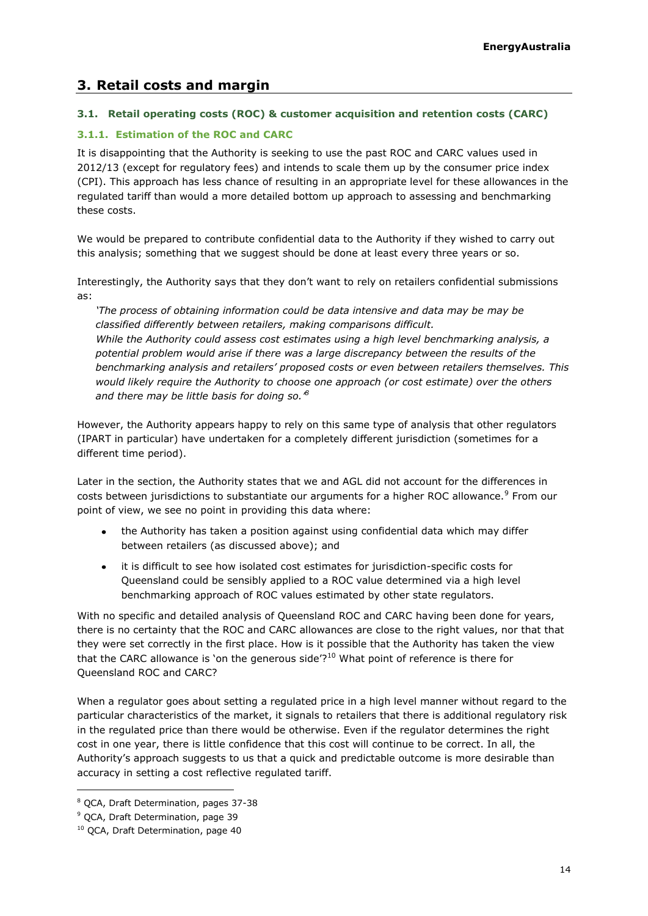## 3. Retail costs and margin

### 3.1. Retail operating costs (ROC) & customer acquisition and retention costs (CARC)

#### 3.1.1. Estimation of the ROC and CARC

It is disappointing that the Authority is seeking to use the past ROC and CARC values used in 2012/13 (except for regulatory fees) and intends to scale them up by the consumer price index (CPI). This approach has less chance of resulting in an appropriate level for these allowances in the regulated tariff than would a more detailed bottom up approach to assessing and benchmarking these costs.

We would be prepared to contribute confidential data to the Authority if they wished to carry out this analysis; something that we suggest should be done at least every three years or so.

Interestingly, the Authority says that they don't want to rely on retailers confidential submissions as:

> *'The process of obtaining information could be data intensive and data may be may be classified differently between retailers, making comparisons difficult.*
> *While the Authority could assess cost estimates using a high level benchmarking analysis, a potential problem would arise if there was a large discrepancy between the results of the benchmarking analysis and retailers' proposed costs or even between retailers themselves. This would likely require the Authority to choose one approach (or cost estimate) over the others and there may be little basis for doing so.'*[8]

However, the Authority appears happy to rely on this same type of analysis that other regulators (IPART in particular) have undertaken for a completely different jurisdiction (sometimes for a different time period).

Later in the section, the Authority states that we and AGL did not account for the differences in costs between jurisdictions to substantiate our arguments for a higher ROC allowance.[9] From our point of view, we see no point in providing this data where:

- the Authority has taken a position against using confidential data which may differ between retailers (as discussed above); and
- it is difficult to see how isolated cost estimates for jurisdiction-specific costs for Queensland could be sensibly applied to a ROC value determined via a high level benchmarking approach of ROC values estimated by other state regulators.

With no specific and detailed analysis of Queensland ROC and CARC having been done for years, there is no certainty that the ROC and CARC allowances are close to the right values, nor that that they were set correctly in the first place. How is it possible that the Authority has taken the view that the CARC allowance is 'on the generous side'?[10] What point of reference is there for Queensland ROC and CARC?

When a regulator goes about setting a regulated price in a high level manner without regard to the particular characteristics of the market, it signals to retailers that there is additional regulatory risk in the regulated price than there would be otherwise. Even if the regulator determines the right cost in one year, there is little confidence that this cost will continue to be correct. In all, the Authority's approach suggests to us that a quick and predictable outcome is more desirable than accuracy in setting a cost reflective regulated tariff.

---

[8] QCA, Draft Determination, pages 37-38

[9] QCA, Draft Determination, page 39

[10] QCA, Draft Determination, page 40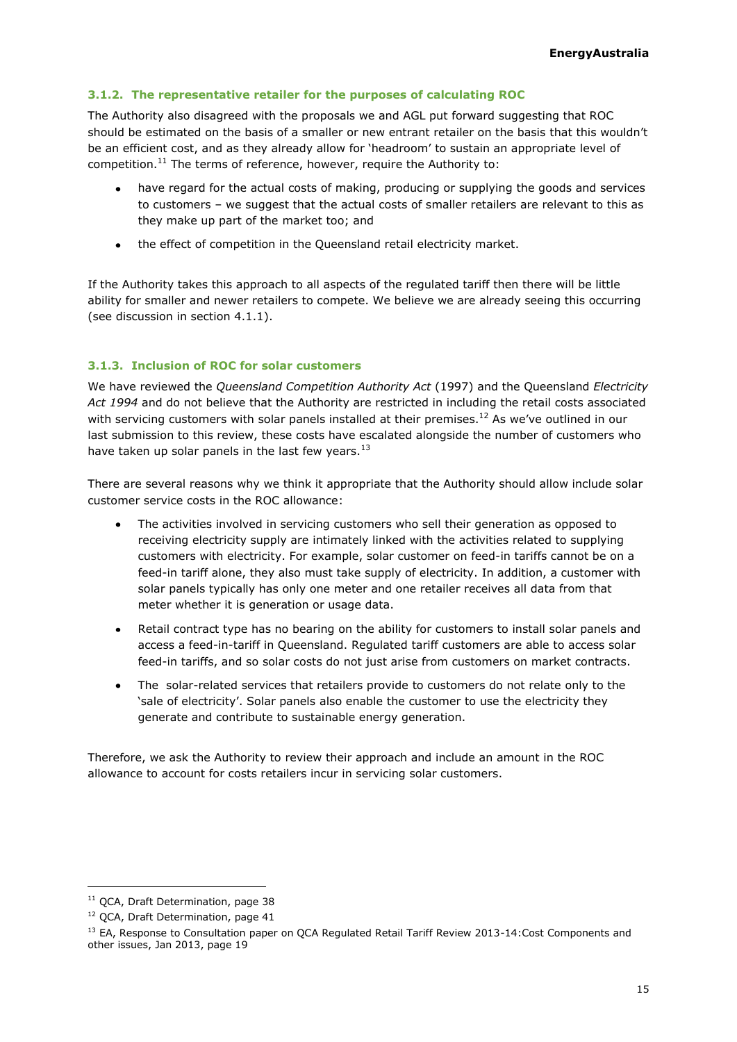### 3.1.2. The representative retailer for the purposes of calculating ROC

The Authority also disagreed with the proposals we and AGL put forward suggesting that ROC should be estimated on the basis of a smaller or new entrant retailer on the basis that this wouldn't be an efficient cost, and as they already allow for 'headroom' to sustain an appropriate level of competition.[11] The terms of reference, however, require the Authority to:

- have regard for the actual costs of making, producing or supplying the goods and services to customers – we suggest that the actual costs of smaller retailers are relevant to this as they make up part of the market too; and
- the effect of competition in the Queensland retail electricity market.

If the Authority takes this approach to all aspects of the regulated tariff then there will be little ability for smaller and newer retailers to compete. We believe we are already seeing this occurring (see discussion in section 4.1.1).

### 3.1.3. Inclusion of ROC for solar customers

We have reviewed the *Queensland Competition Authority Act* (1997) and the Queensland *Electricity Act 1994* and do not believe that the Authority are restricted in including the retail costs associated with servicing customers with solar panels installed at their premises.[12] As we've outlined in our last submission to this review, these costs have escalated alongside the number of customers who have taken up solar panels in the last few years.[13]

There are several reasons why we think it appropriate that the Authority should allow include solar customer service costs in the ROC allowance:

- The activities involved in servicing customers who sell their generation as opposed to receiving electricity supply are intimately linked with the activities related to supplying customers with electricity. For example, solar customer on feed-in tariffs cannot be on a feed-in tariff alone, they also must take supply of electricity. In addition, a customer with solar panels typically has only one meter and one retailer receives all data from that meter whether it is generation or usage data.
- Retail contract type has no bearing on the ability for customers to install solar panels and access a feed-in-tariff in Queensland. Regulated tariff customers are able to access solar feed-in tariffs, and so solar costs do not just arise from customers on market contracts.
- The solar-related services that retailers provide to customers do not relate only to the 'sale of electricity'. Solar panels also enable the customer to use the electricity they generate and contribute to sustainable energy generation.

Therefore, we ask the Authority to review their approach and include an amount in the ROC allowance to account for costs retailers incur in servicing solar customers.

---

[11] QCA, Draft Determination, page 38

[12] QCA, Draft Determination, page 41

[13] EA, Response to Consultation paper on QCA Regulated Retail Tariff Review 2013-14:Cost Components and other issues, Jan 2013, page 19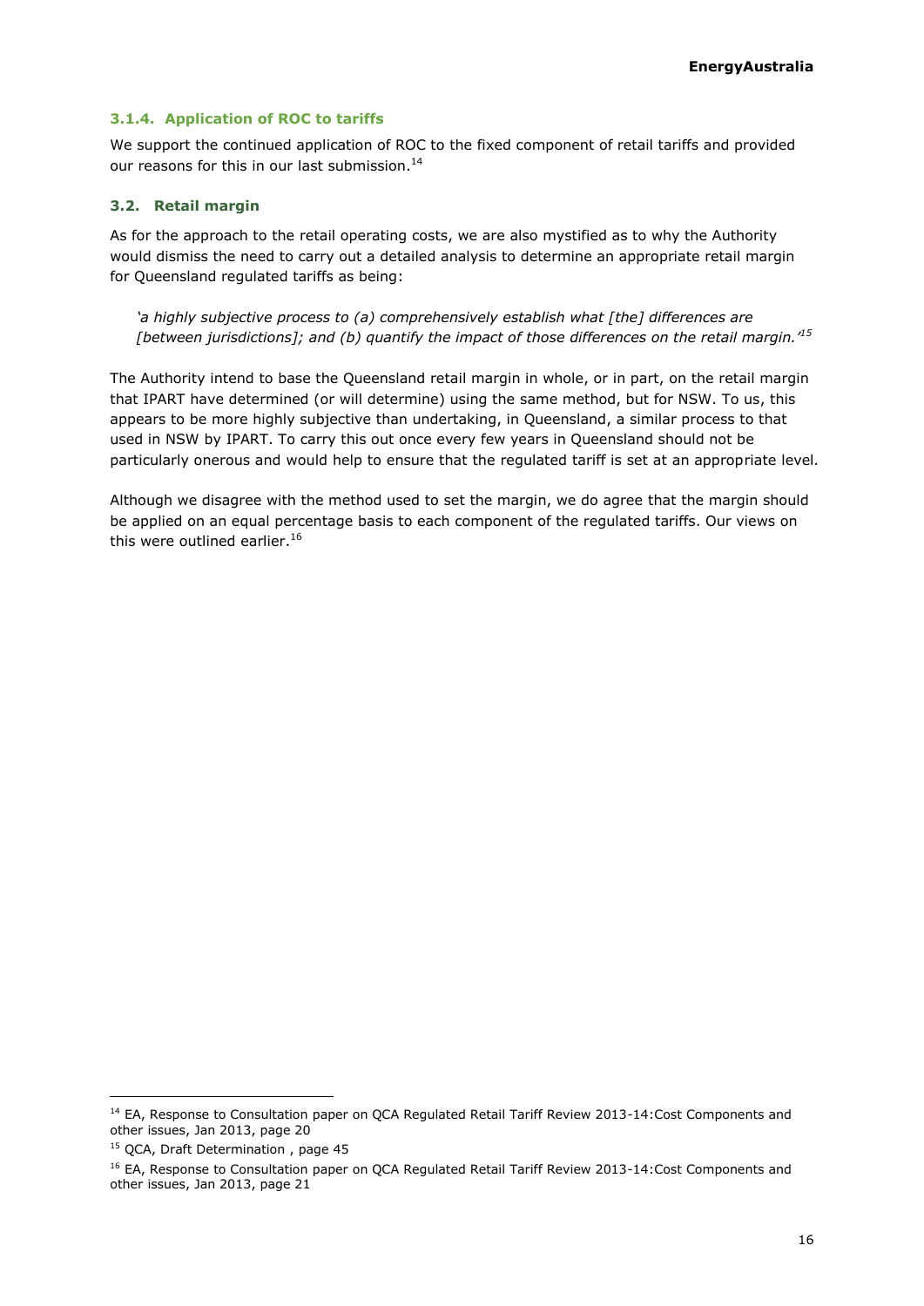### 3.1.4. Application of ROC to tariffs

We support the continued application of ROC to the fixed component of retail tariffs and provided our reasons for this in our last submission.[14]

### 3.2. Retail margin

As for the approach to the retail operating costs, we are also mystified as to why the Authority would dismiss the need to carry out a detailed analysis to determine an appropriate retail margin for Queensland regulated tariffs as being:

> *'a highly subjective process to (a) comprehensively establish what [the] differences are [between jurisdictions]; and (b) quantify the impact of those differences on the retail margin.'*[15]

The Authority intend to base the Queensland retail margin in whole, or in part, on the retail margin that IPART have determined (or will determine) using the same method, but for NSW. To us, this appears to be more highly subjective than undertaking, in Queensland, a similar process to that used in NSW by IPART. To carry this out once every few years in Queensland should not be particularly onerous and would help to ensure that the regulated tariff is set at an appropriate level.

Although we disagree with the method used to set the margin, we do agree that the margin should be applied on an equal percentage basis to each component of the regulated tariffs. Our views on this were outlined earlier.[16]

---

[14] EA, Response to Consultation paper on QCA Regulated Retail Tariff Review 2013-14:Cost Components and other issues, Jan 2013, page 20

[15] QCA, Draft Determination , page 45

[16] EA, Response to Consultation paper on QCA Regulated Retail Tariff Review 2013-14:Cost Components and other issues, Jan 2013, page 21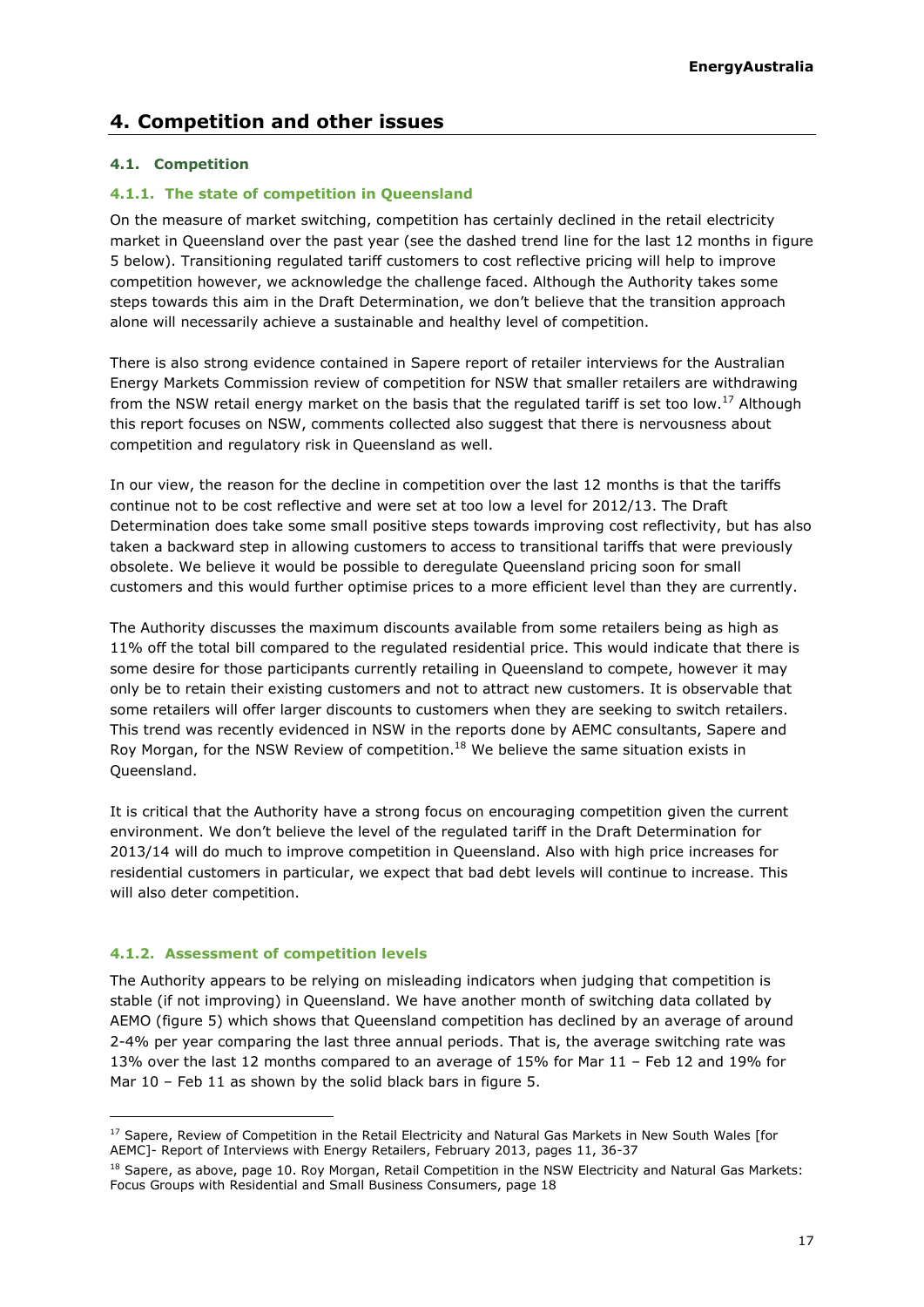# 4. Competition and other issues

## 4.1. Competition

### 4.1.1. The state of competition in Queensland

On the measure of market switching, competition has certainly declined in the retail electricity market in Queensland over the past year (see the dashed trend line for the last 12 months in figure 5 below). Transitioning regulated tariff customers to cost reflective pricing will help to improve competition however, we acknowledge the challenge faced. Although the Authority takes some steps towards this aim in the Draft Determination, we don't believe that the transition approach alone will necessarily achieve a sustainable and healthy level of competition.

There is also strong evidence contained in Sapere report of retailer interviews for the Australian Energy Markets Commission review of competition for NSW that smaller retailers are withdrawing from the NSW retail energy market on the basis that the regulated tariff is set too low.[17] Although this report focuses on NSW, comments collected also suggest that there is nervousness about competition and regulatory risk in Queensland as well.

In our view, the reason for the decline in competition over the last 12 months is that the tariffs continue not to be cost reflective and were set at too low a level for 2012/13. The Draft Determination does take some small positive steps towards improving cost reflectivity, but has also taken a backward step in allowing customers to access to transitional tariffs that were previously obsolete. We believe it would be possible to deregulate Queensland pricing soon for small customers and this would further optimise prices to a more efficient level than they are currently.

The Authority discusses the maximum discounts available from some retailers being as high as 11% off the total bill compared to the regulated residential price. This would indicate that there is some desire for those participants currently retailing in Queensland to compete, however it may only be to retain their existing customers and not to attract new customers. It is observable that some retailers will offer larger discounts to customers when they are seeking to switch retailers. This trend was recently evidenced in NSW in the reports done by AEMC consultants, Sapere and Roy Morgan, for the NSW Review of competition.[18] We believe the same situation exists in Queensland.

It is critical that the Authority have a strong focus on encouraging competition given the current environment. We don't believe the level of the regulated tariff in the Draft Determination for 2013/14 will do much to improve competition in Queensland. Also with high price increases for residential customers in particular, we expect that bad debt levels will continue to increase. This will also deter competition.

### 4.1.2. Assessment of competition levels

The Authority appears to be relying on misleading indicators when judging that competition is stable (if not improving) in Queensland. We have another month of switching data collated by AEMO (figure 5) which shows that Queensland competition has declined by an average of around 2-4% per year comparing the last three annual periods. That is, the average switching rate was 13% over the last 12 months compared to an average of 15% for Mar 11 – Feb 12 and 19% for Mar 10 – Feb 11 as shown by the solid black bars in figure 5.

---

[17] Sapere, Review of Competition in the Retail Electricity and Natural Gas Markets in New South Wales [for AEMC]- Report of Interviews with Energy Retailers, February 2013, pages 11, 36-37

[18] Sapere, as above, page 10. Roy Morgan, Retail Competition in the NSW Electricity and Natural Gas Markets: Focus Groups with Residential and Small Business Consumers, page 18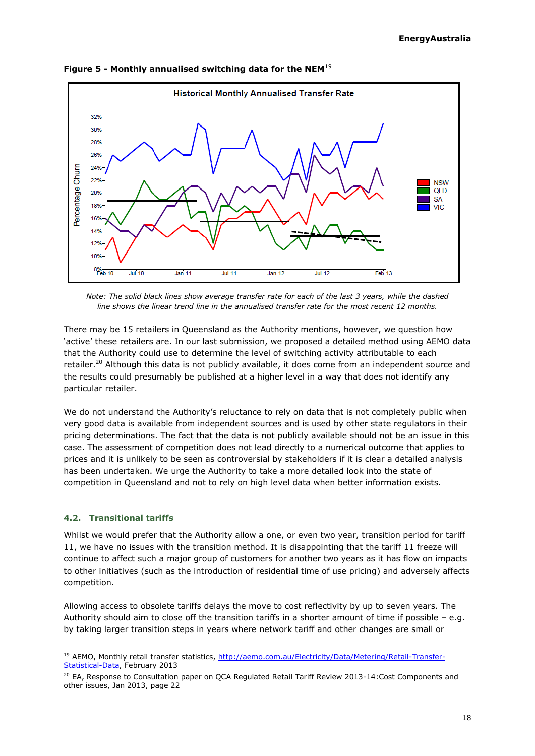**Figure 5 - Monthly annualised switching data for the NEM**[19]

*Note: The solid black lines show average transfer rate for each of the last 3 years, while the dashed line shows the linear trend line in the annualised transfer rate for the most recent 12 months.*

There may be 15 retailers in Queensland as the Authority mentions, however, we question how 'active' these retailers are. In our last submission, we proposed a detailed method using AEMO data that the Authority could use to determine the level of switching activity attributable to each retailer.[20] Although this data is not publicly available, it does come from an independent source and the results could presumably be published at a higher level in a way that does not identify any particular retailer.

We do not understand the Authority's reluctance to rely on data that is not completely public when very good data is available from independent sources and is used by other state regulators in their pricing determinations. The fact that the data is not publicly available should not be an issue in this case. The assessment of competition does not lead directly to a numerical outcome that applies to prices and it is unlikely to be seen as controversial by stakeholders if it is clear a detailed analysis has been undertaken. We urge the Authority to take a more detailed look into the state of competition in Queensland and not to rely on high level data when better information exists.

### 4.2. Transitional tariffs

Whilst we would prefer that the Authority allow a one, or even two year, transition period for tariff 11, we have no issues with the transition method. It is disappointing that the tariff 11 freeze will continue to affect such a major group of customers for another two years as it has flow on impacts to other initiatives (such as the introduction of residential time of use pricing) and adversely affects competition.

Allowing access to obsolete tariffs delays the move to cost reflectivity by up to seven years. The Authority should aim to close off the transition tariffs in a shorter amount of time if possible – e.g. by taking larger transition steps in years where network tariff and other changes are small or

---

[19] AEMO, Monthly retail transfer statistics, http://aemo.com.au/Electricity/Data/Metering/Retail-Transfer-Statistical-Data, February 2013

[20] EA, Response to Consultation paper on QCA Regulated Retail Tariff Review 2013-14:Cost Components and other issues, Jan 2013, page 22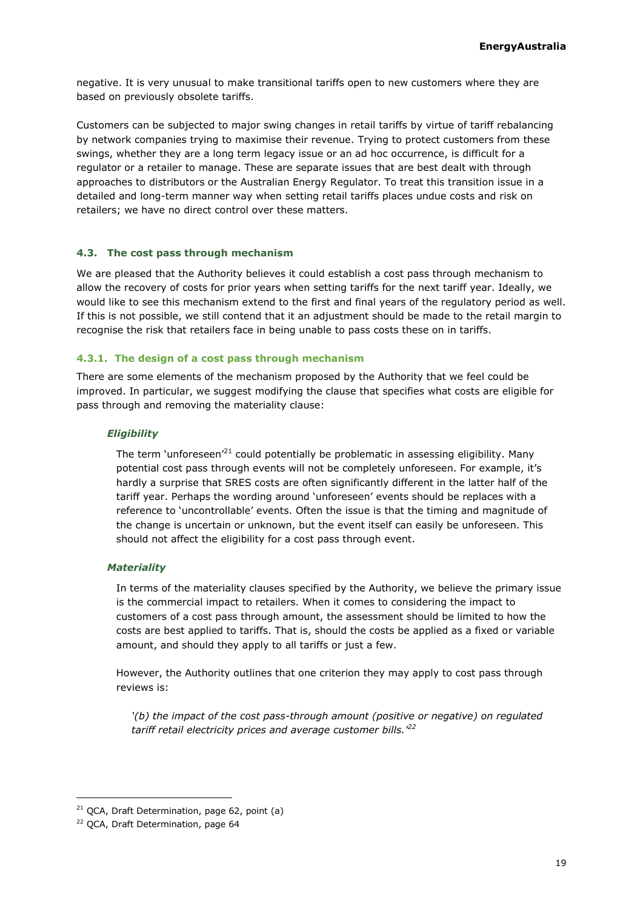negative. It is very unusual to make transitional tariffs open to new customers where they are based on previously obsolete tariffs.

Customers can be subjected to major swing changes in retail tariffs by virtue of tariff rebalancing by network companies trying to maximise their revenue. Trying to protect customers from these swings, whether they are a long term legacy issue or an ad hoc occurrence, is difficult for a regulator or a retailer to manage. These are separate issues that are best dealt with through approaches to distributors or the Australian Energy Regulator. To treat this transition issue in a detailed and long-term manner way when setting retail tariffs places undue costs and risk on retailers; we have no direct control over these matters.

## 4.3. The cost pass through mechanism

We are pleased that the Authority believes it could establish a cost pass through mechanism to allow the recovery of costs for prior years when setting tariffs for the next tariff year. Ideally, we would like to see this mechanism extend to the first and final years of the regulatory period as well. If this is not possible, we still contend that it an adjustment should be made to the retail margin to recognise the risk that retailers face in being unable to pass costs these on in tariffs.

### 4.3.1. The design of a cost pass through mechanism

There are some elements of the mechanism proposed by the Authority that we feel could be improved. In particular, we suggest modifying the clause that specifies what costs are eligible for pass through and removing the materiality clause:

#### *Eligibility*

The term 'unforeseen'[21] could potentially be problematic in assessing eligibility. Many potential cost pass through events will not be completely unforeseen. For example, it's hardly a surprise that SRES costs are often significantly different in the latter half of the tariff year. Perhaps the wording around 'unforeseen' events should be replaces with a reference to 'uncontrollable' events. Often the issue is that the timing and magnitude of the change is uncertain or unknown, but the event itself can easily be unforeseen. This should not affect the eligibility for a cost pass through event.

#### *Materiality*

In terms of the materiality clauses specified by the Authority, we believe the primary issue is the commercial impact to retailers. When it comes to considering the impact to customers of a cost pass through amount, the assessment should be limited to how the costs are best applied to tariffs. That is, should the costs be applied as a fixed or variable amount, and should they apply to all tariffs or just a few.

However, the Authority outlines that one criterion they may apply to cost pass through reviews is:

> *'(b) the impact of the cost pass-through amount (positive or negative) on regulated tariff retail electricity prices and average customer bills.'*[22]

---

[21] QCA, Draft Determination, page 62, point (a)

[22] QCA, Draft Determination, page 64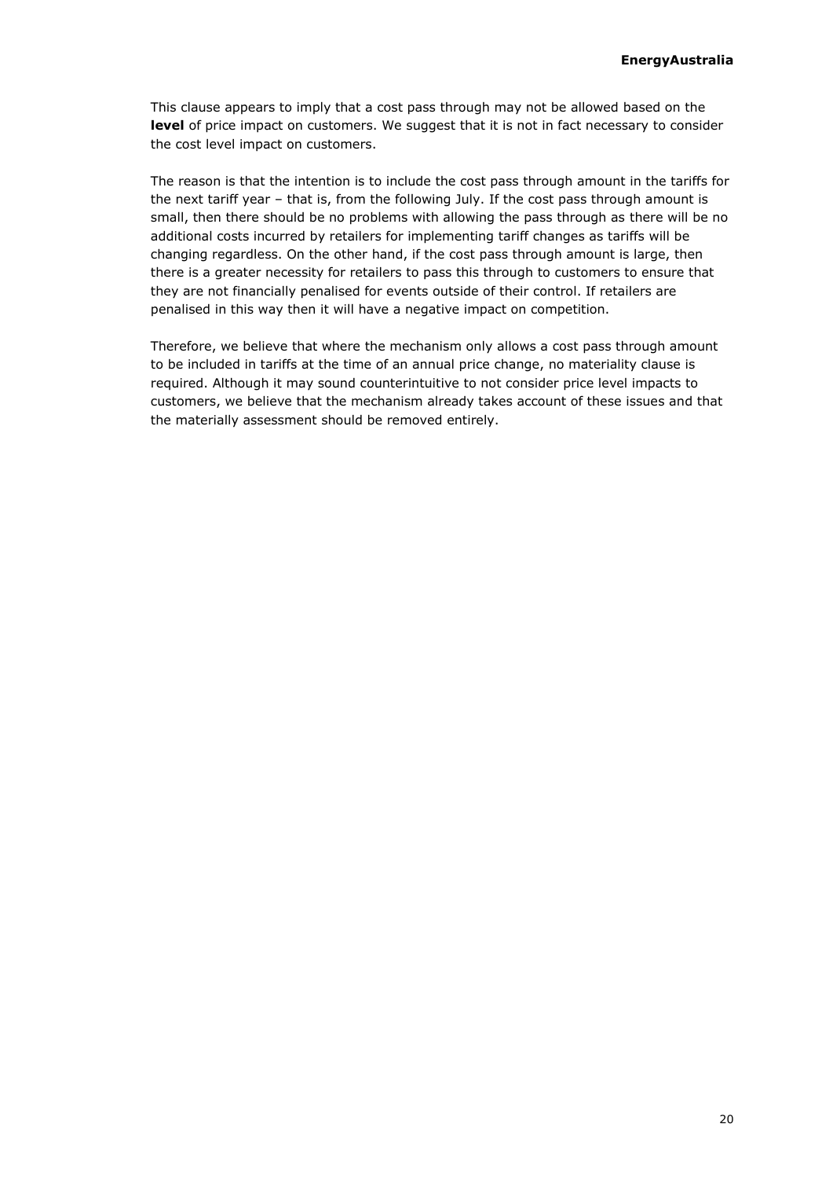This clause appears to imply that a cost pass through may not be allowed based on the **level** of price impact on customers. We suggest that it is not in fact necessary to consider the cost level impact on customers.

The reason is that the intention is to include the cost pass through amount in the tariffs for the next tariff year – that is, from the following July. If the cost pass through amount is small, then there should be no problems with allowing the pass through as there will be no additional costs incurred by retailers for implementing tariff changes as tariffs will be changing regardless. On the other hand, if the cost pass through amount is large, then there is a greater necessity for retailers to pass this through to customers to ensure that they are not financially penalised for events outside of their control. If retailers are penalised in this way then it will have a negative impact on competition.

Therefore, we believe that where the mechanism only allows a cost pass through amount to be included in tariffs at the time of an annual price change, no materiality clause is required. Although it may sound counterintuitive to not consider price level impacts to customers, we believe that the mechanism already takes account of these issues and that the materially assessment should be removed entirely.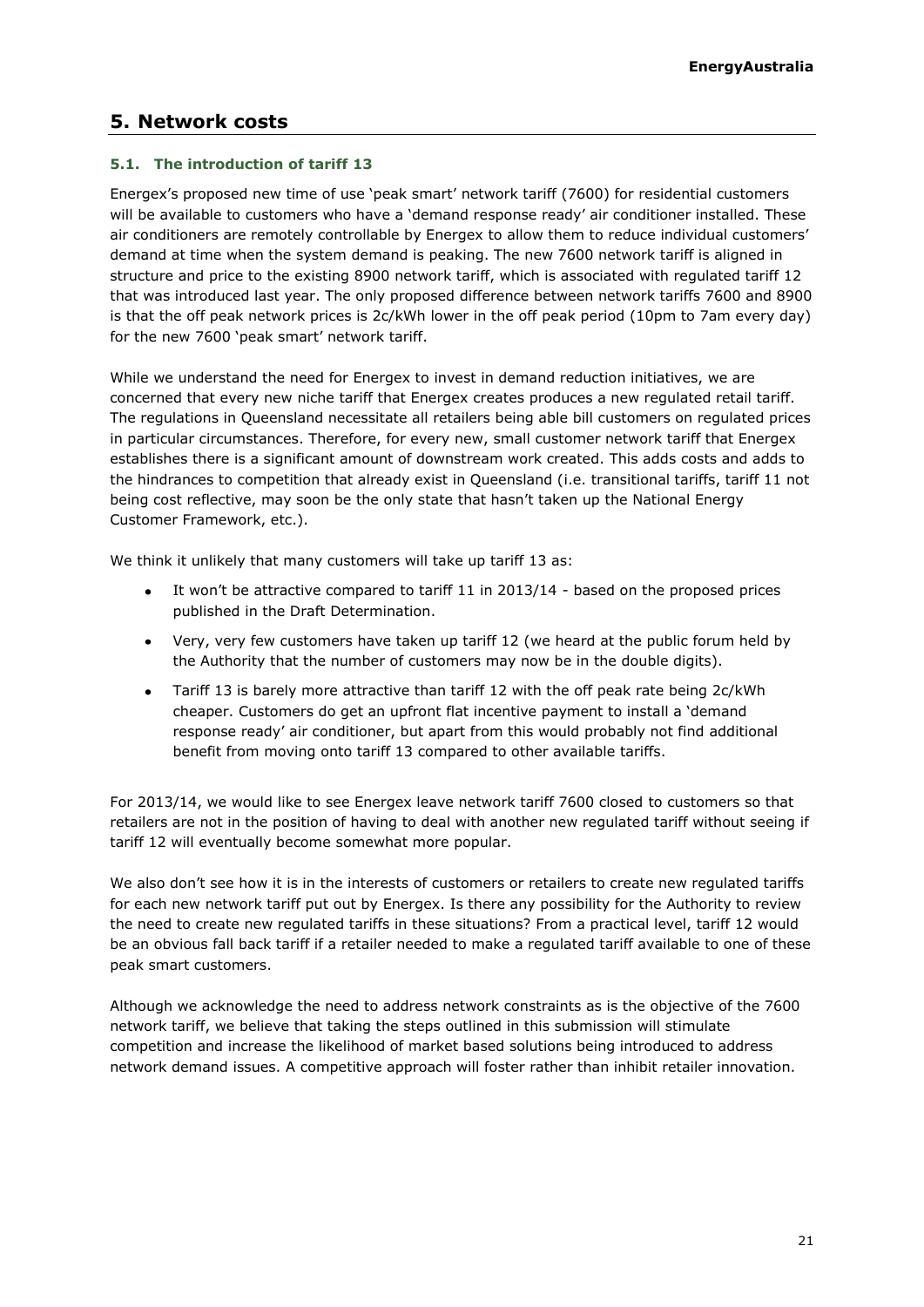## 5. Network costs

### 5.1. The introduction of tariff 13

Energex's proposed new time of use 'peak smart' network tariff (7600) for residential customers will be available to customers who have a 'demand response ready' air conditioner installed. These air conditioners are remotely controllable by Energex to allow them to reduce individual customers' demand at time when the system demand is peaking. The new 7600 network tariff is aligned in structure and price to the existing 8900 network tariff, which is associated with regulated tariff 12 that was introduced last year. The only proposed difference between network tariffs 7600 and 8900 is that the off peak network prices is 2c/kWh lower in the off peak period (10pm to 7am every day) for the new 7600 'peak smart' network tariff.

While we understand the need for Energex to invest in demand reduction initiatives, we are concerned that every new niche tariff that Energex creates produces a new regulated retail tariff. The regulations in Queensland necessitate all retailers being able bill customers on regulated prices in particular circumstances. Therefore, for every new, small customer network tariff that Energex establishes there is a significant amount of downstream work created. This adds costs and adds to the hindrances to competition that already exist in Queensland (i.e. transitional tariffs, tariff 11 not being cost reflective, may soon be the only state that hasn't taken up the National Energy Customer Framework, etc.).

We think it unlikely that many customers will take up tariff 13 as:

- It won't be attractive compared to tariff 11 in 2013/14 - based on the proposed prices published in the Draft Determination.
- Very, very few customers have taken up tariff 12 (we heard at the public forum held by the Authority that the number of customers may now be in the double digits).
- Tariff 13 is barely more attractive than tariff 12 with the off peak rate being 2c/kWh cheaper. Customers do get an upfront flat incentive payment to install a 'demand response ready' air conditioner, but apart from this would probably not find additional benefit from moving onto tariff 13 compared to other available tariffs.

For 2013/14, we would like to see Energex leave network tariff 7600 closed to customers so that retailers are not in the position of having to deal with another new regulated tariff without seeing if tariff 12 will eventually become somewhat more popular.

We also don't see how it is in the interests of customers or retailers to create new regulated tariffs for each new network tariff put out by Energex. Is there any possibility for the Authority to review the need to create new regulated tariffs in these situations? From a practical level, tariff 12 would be an obvious fall back tariff if a retailer needed to make a regulated tariff available to one of these peak smart customers.

Although we acknowledge the need to address network constraints as is the objective of the 7600 network tariff, we believe that taking the steps outlined in this submission will stimulate competition and increase the likelihood of market based solutions being introduced to address network demand issues. A competitive approach will foster rather than inhibit retailer innovation.